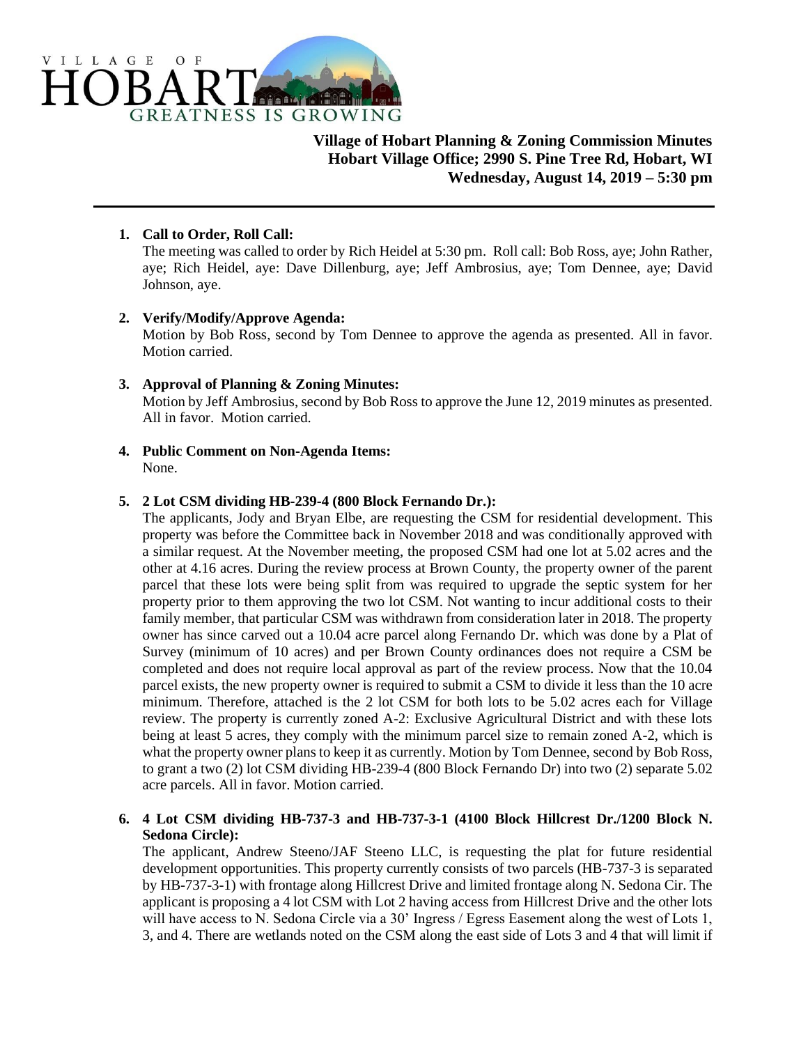VILLAGE OF HOBART
GREATNESS IS GROWING

**Village of Hobart Planning & Zoning Commission Minutes**
**Hobart Village Office; 2990 S. Pine Tree Rd, Hobart, WI**
**Wednesday, August 14, 2019 – 5:30 pm**

---

1. **Call to Order, Roll Call:**
   The meeting was called to order by Rich Heidel at 5:30 pm. Roll call: Bob Ross, aye; John Rather, aye; Rich Heidel, aye: Dave Dillenburg, aye; Jeff Ambrosius, aye; Tom Dennee, aye; David Johnson, aye.

2. **Verify/Modify/Approve Agenda:**
   Motion by Bob Ross, second by Tom Dennee to approve the agenda as presented. All in favor. Motion carried.

3. **Approval of Planning & Zoning Minutes:**
   Motion by Jeff Ambrosius, second by Bob Ross to approve the June 12, 2019 minutes as presented. All in favor. Motion carried.

4. **Public Comment on Non-Agenda Items:**
   None.

5. **2 Lot CSM dividing HB-239-4 (800 Block Fernando Dr.):**
   The applicants, Jody and Bryan Elbe, are requesting the CSM for residential development. This property was before the Committee back in November 2018 and was conditionally approved with a similar request. At the November meeting, the proposed CSM had one lot at 5.02 acres and the other at 4.16 acres. During the review process at Brown County, the property owner of the parent parcel that these lots were being split from was required to upgrade the septic system for her property prior to them approving the two lot CSM. Not wanting to incur additional costs to their family member, that particular CSM was withdrawn from consideration later in 2018. The property owner has since carved out a 10.04 acre parcel along Fernando Dr. which was done by a Plat of Survey (minimum of 10 acres) and per Brown County ordinances does not require a CSM be completed and does not require local approval as part of the review process. Now that the 10.04 parcel exists, the new property owner is required to submit a CSM to divide it less than the 10 acre minimum. Therefore, attached is the 2 lot CSM for both lots to be 5.02 acres each for Village review. The property is currently zoned A-2: Exclusive Agricultural District and with these lots being at least 5 acres, they comply with the minimum parcel size to remain zoned A-2, which is what the property owner plans to keep it as currently. Motion by Tom Dennee, second by Bob Ross, to grant a two (2) lot CSM dividing HB-239-4 (800 Block Fernando Dr) into two (2) separate 5.02 acre parcels. All in favor. Motion carried.

6. **4 Lot CSM dividing HB-737-3 and HB-737-3-1 (4100 Block Hillcrest Dr./1200 Block N. Sedona Circle):**
   The applicant, Andrew Steeno/JAF Steeno LLC, is requesting the plat for future residential development opportunities. This property currently consists of two parcels (HB-737-3 is separated by HB-737-3-1) with frontage along Hillcrest Drive and limited frontage along N. Sedona Cir. The applicant is proposing a 4 lot CSM with Lot 2 having access from Hillcrest Drive and the other lots will have access to N. Sedona Circle via a 30' Ingress / Egress Easement along the west of Lots 1, 3, and 4. There are wetlands noted on the CSM along the east side of Lots 3 and 4 that will limit if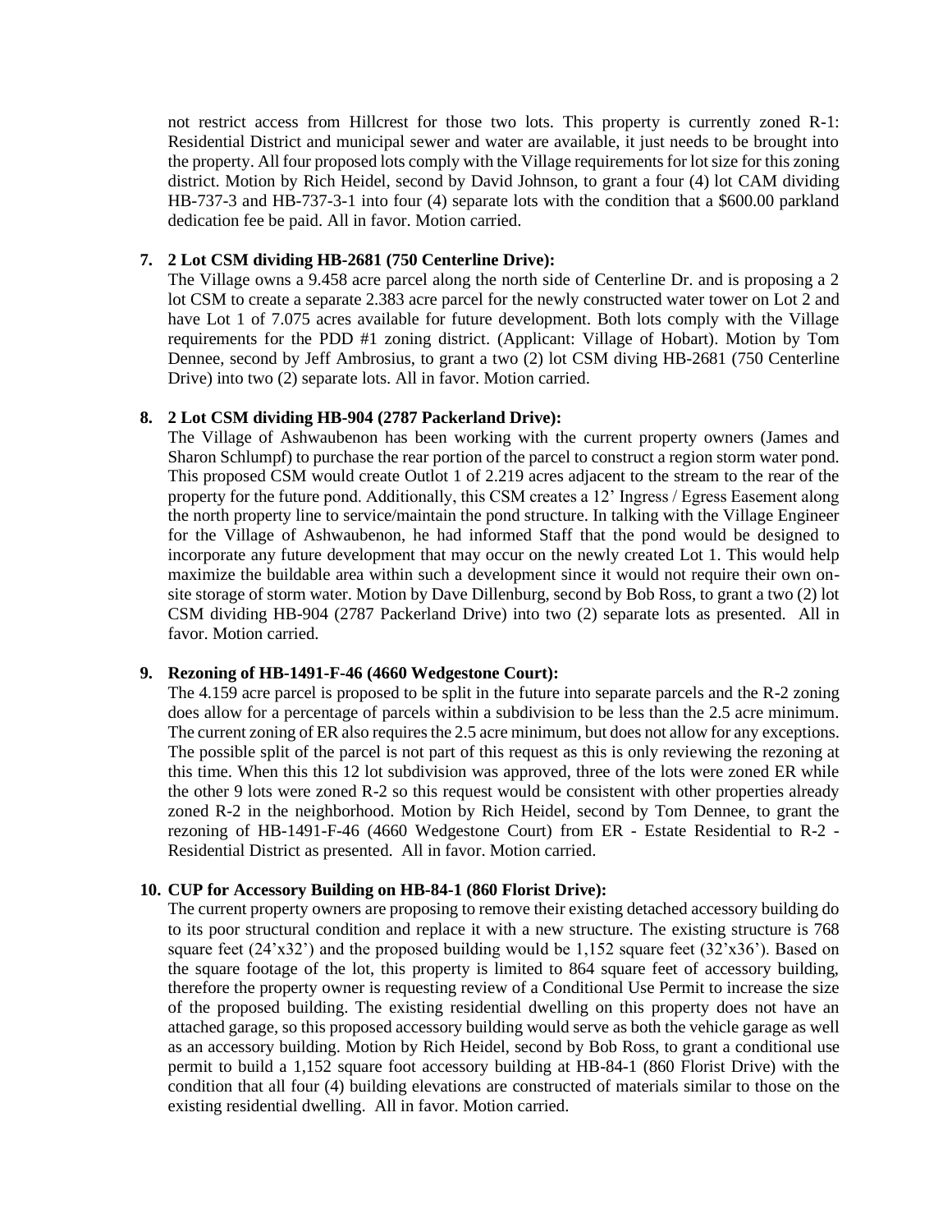not restrict access from Hillcrest for those two lots. This property is currently zoned R-1: Residential District and municipal sewer and water are available, it just needs to be brought into the property. All four proposed lots comply with the Village requirements for lot size for this zoning district. Motion by Rich Heidel, second by David Johnson, to grant a four (4) lot CAM dividing HB-737-3 and HB-737-3-1 into four (4) separate lots with the condition that a $600.00 parkland dedication fee be paid. All in favor. Motion carried.

7. **2 Lot CSM dividing HB-2681 (750 Centerline Drive):**
   The Village owns a 9.458 acre parcel along the north side of Centerline Dr. and is proposing a 2 lot CSM to create a separate 2.383 acre parcel for the newly constructed water tower on Lot 2 and have Lot 1 of 7.075 acres available for future development. Both lots comply with the Village requirements for the PDD #1 zoning district. (Applicant: Village of Hobart). Motion by Tom Dennee, second by Jeff Ambrosius, to grant a two (2) lot CSM diving HB-2681 (750 Centerline Drive) into two (2) separate lots. All in favor. Motion carried.

8. **2 Lot CSM dividing HB-904 (2787 Packerland Drive):**
   The Village of Ashwaubenon has been working with the current property owners (James and Sharon Schlumpf) to purchase the rear portion of the parcel to construct a region storm water pond. This proposed CSM would create Outlot 1 of 2.219 acres adjacent to the stream to the rear of the property for the future pond. Additionally, this CSM creates a 12' Ingress / Egress Easement along the north property line to service/maintain the pond structure. In talking with the Village Engineer for the Village of Ashwaubenon, he had informed Staff that the pond would be designed to incorporate any future development that may occur on the newly created Lot 1. This would help maximize the buildable area within such a development since it would not require their own on-site storage of storm water. Motion by Dave Dillenburg, second by Bob Ross, to grant a two (2) lot CSM dividing HB-904 (2787 Packerland Drive) into two (2) separate lots as presented. All in favor. Motion carried.

9. **Rezoning of HB-1491-F-46 (4660 Wedgestone Court):**
   The 4.159 acre parcel is proposed to be split in the future into separate parcels and the R-2 zoning does allow for a percentage of parcels within a subdivision to be less than the 2.5 acre minimum. The current zoning of ER also requires the 2.5 acre minimum, but does not allow for any exceptions. The possible split of the parcel is not part of this request as this is only reviewing the rezoning at this time. When this this 12 lot subdivision was approved, three of the lots were zoned ER while the other 9 lots were zoned R-2 so this request would be consistent with other properties already zoned R-2 in the neighborhood. Motion by Rich Heidel, second by Tom Dennee, to grant the rezoning of HB-1491-F-46 (4660 Wedgestone Court) from ER - Estate Residential to R-2 - Residential District as presented. All in favor. Motion carried.

10. **CUP for Accessory Building on HB-84-1 (860 Florist Drive):**
    The current property owners are proposing to remove their existing detached accessory building do to its poor structural condition and replace it with a new structure. The existing structure is 768 square feet (24'x32') and the proposed building would be 1,152 square feet (32'x36'). Based on the square footage of the lot, this property is limited to 864 square feet of accessory building, therefore the property owner is requesting review of a Conditional Use Permit to increase the size of the proposed building. The existing residential dwelling on this property does not have an attached garage, so this proposed accessory building would serve as both the vehicle garage as well as an accessory building. Motion by Rich Heidel, second by Bob Ross, to grant a conditional use permit to build a 1,152 square foot accessory building at HB-84-1 (860 Florist Drive) with the condition that all four (4) building elevations are constructed of materials similar to those on the existing residential dwelling. All in favor. Motion carried.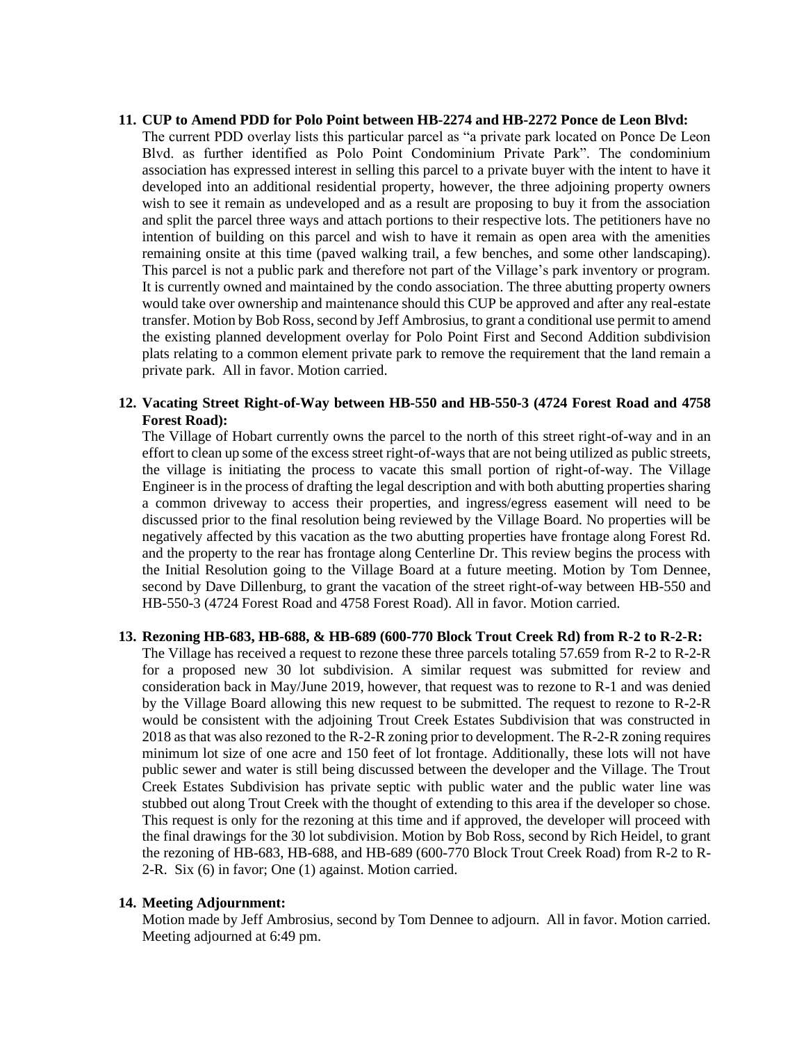**11. CUP to Amend PDD for Polo Point between HB-2274 and HB-2272 Ponce de Leon Blvd:**

The current PDD overlay lists this particular parcel as "a private park located on Ponce De Leon Blvd. as further identified as Polo Point Condominium Private Park". The condominium association has expressed interest in selling this parcel to a private buyer with the intent to have it developed into an additional residential property, however, the three adjoining property owners wish to see it remain as undeveloped and as a result are proposing to buy it from the association and split the parcel three ways and attach portions to their respective lots. The petitioners have no intention of building on this parcel and wish to have it remain as open area with the amenities remaining onsite at this time (paved walking trail, a few benches, and some other landscaping). This parcel is not a public park and therefore not part of the Village's park inventory or program. It is currently owned and maintained by the condo association. The three abutting property owners would take over ownership and maintenance should this CUP be approved and after any real-estate transfer. Motion by Bob Ross, second by Jeff Ambrosius, to grant a conditional use permit to amend the existing planned development overlay for Polo Point First and Second Addition subdivision plats relating to a common element private park to remove the requirement that the land remain a private park. All in favor. Motion carried.

**12. Vacating Street Right-of-Way between HB-550 and HB-550-3 (4724 Forest Road and 4758 Forest Road):**

The Village of Hobart currently owns the parcel to the north of this street right-of-way and in an effort to clean up some of the excess street right-of-ways that are not being utilized as public streets, the village is initiating the process to vacate this small portion of right-of-way. The Village Engineer is in the process of drafting the legal description and with both abutting properties sharing a common driveway to access their properties, and ingress/egress easement will need to be discussed prior to the final resolution being reviewed by the Village Board. No properties will be negatively affected by this vacation as the two abutting properties have frontage along Forest Rd. and the property to the rear has frontage along Centerline Dr. This review begins the process with the Initial Resolution going to the Village Board at a future meeting. Motion by Tom Dennee, second by Dave Dillenburg, to grant the vacation of the street right-of-way between HB-550 and HB-550-3 (4724 Forest Road and 4758 Forest Road). All in favor. Motion carried.

**13. Rezoning HB-683, HB-688, & HB-689 (600-770 Block Trout Creek Rd) from R-2 to R-2-R:**

The Village has received a request to rezone these three parcels totaling 57.659 from R-2 to R-2-R for a proposed new 30 lot subdivision. A similar request was submitted for review and consideration back in May/June 2019, however, that request was to rezone to R-1 and was denied by the Village Board allowing this new request to be submitted. The request to rezone to R-2-R would be consistent with the adjoining Trout Creek Estates Subdivision that was constructed in 2018 as that was also rezoned to the R-2-R zoning prior to development. The R-2-R zoning requires minimum lot size of one acre and 150 feet of lot frontage. Additionally, these lots will not have public sewer and water is still being discussed between the developer and the Village. The Trout Creek Estates Subdivision has private septic with public water and the public water line was stubbed out along Trout Creek with the thought of extending to this area if the developer so chose. This request is only for the rezoning at this time and if approved, the developer will proceed with the final drawings for the 30 lot subdivision. Motion by Bob Ross, second by Rich Heidel, to grant the rezoning of HB-683, HB-688, and HB-689 (600-770 Block Trout Creek Road) from R-2 to R-2-R. Six (6) in favor; One (1) against. Motion carried.

**14. Meeting Adjournment:**

Motion made by Jeff Ambrosius, second by Tom Dennee to adjourn. All in favor. Motion carried. Meeting adjourned at 6:49 pm.